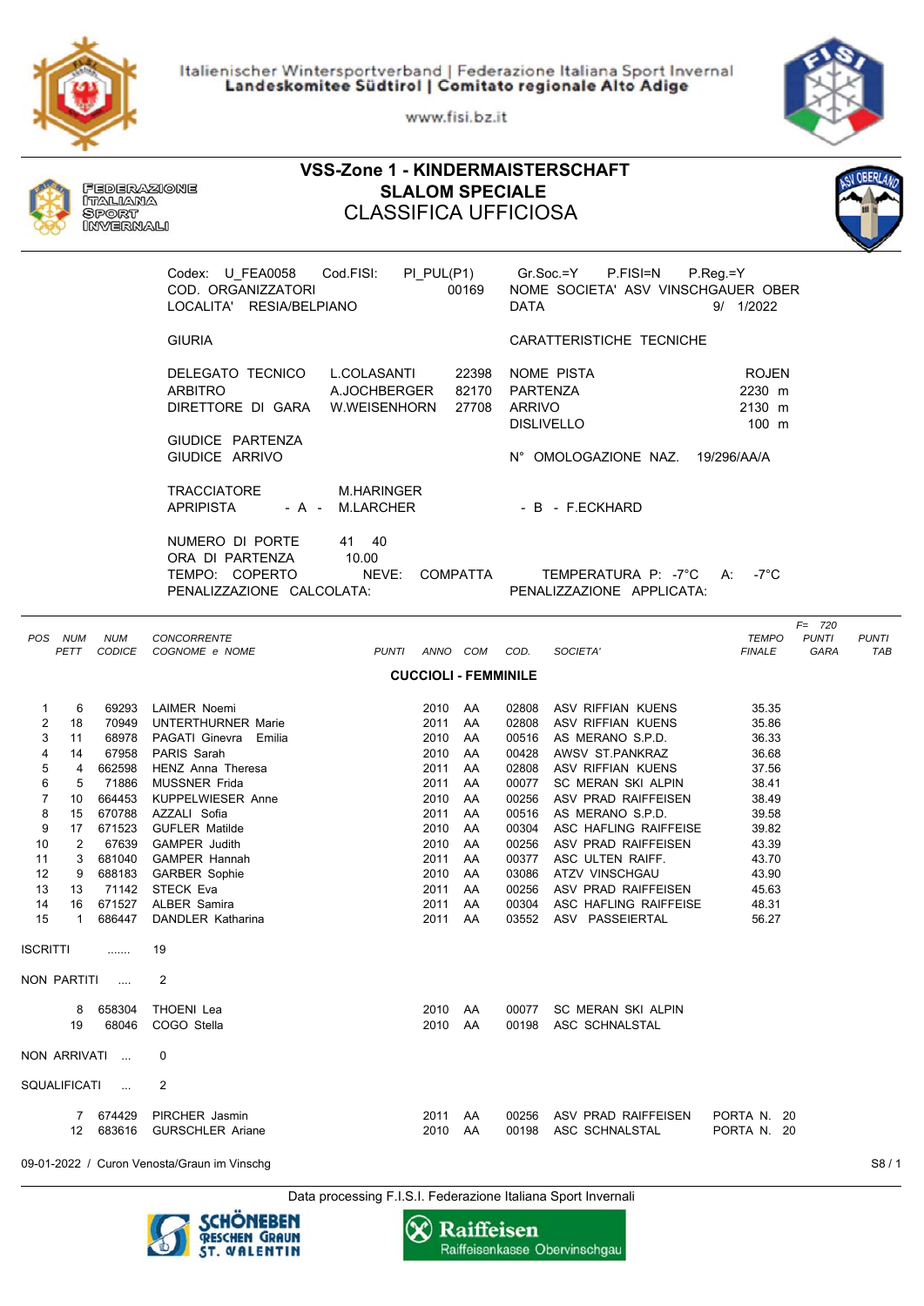Italienischer Wintersportverband | Federazione Italiana Sport Invernal
**Landeskomitee Südtirol | Comitato regionale Alto Adige**

www.fisi.bz.it

FEDERAZIONE ITALIANA SPORT INVERNALI

# VSS-Zone 1 - KINDERMAISTERSCHAFT
## SLALOM SPECIALE
## CLASSIFICA UFFICIOSA

Codex: U_FEA0058 Cod.FISI: PI_PUL(P1) Gr.Soc.=Y P.FISI=N P.Reg.=Y
COD. ORGANIZZATORI 00169 NOME SOCIETA' ASV VINSCHGAUER OBER
LOCALITA' RESIA/BELPIANO DATA 9/ 1/2022

GIURIA

CARATTERISTICHE TECNICHE

| | | | | |
|---|---|---|---|---|
| DELEGATO TECNICO | L.COLASANTI | 22398 | NOME PISTA | ROJEN |
| ARBITRO | A.JOCHBERGER | 82170 | PARTENZA | 2230 m |
| DIRETTORE DI GARA | W.WEISENHORN | 27708 | ARRIVO | 2130 m |
| | | | DISLIVELLO | 100 m |

GIUDICE PARTENZA
GIUDICE ARRIVO

N° OMOLOGAZIONE NAZ. 19/296/AA/A

TRACCIATORE M.HARINGER
APRIPISTA - A - M.LARCHER - B - F.ECKHARD

NUMERO DI PORTE 41 40
ORA DI PARTENZA 10.00
TEMPO: COPERTO NEVE: COMPATTA TEMPERATURA P: -7°C A: -7°C
PENALIZZAZIONE CALCOLATA: PENALIZZAZIONE APPLICATA:

F= 720

| POS | NUM PETT | NUM CODICE | CONCORRENTE COGNOME e NOME | PUNTI | ANNO | COM | COD. | SOCIETA' | TEMPO FINALE | PUNTI GARA | PUNTI TAB |
|---|---|---|---|---|---|---|---|---|---|---|---|
| | | | **CUCCIOLI - FEMMINILE** | | | | | | | | |
| 1 | 6 | 69293 | LAIMER Noemi | | 2010 | AA | 02808 | ASV RIFFIAN KUENS | 35.35 | | |
| 2 | 18 | 70949 | UNTERTHURNER Marie | | 2011 | AA | 02808 | ASV RIFFIAN KUENS | 35.86 | | |
| 3 | 11 | 68978 | PAGATI Ginevra Emilia | | 2010 | AA | 00516 | AS MERANO S.P.D. | 36.33 | | |
| 4 | 14 | 67958 | PARIS Sarah | | 2010 | AA | 00428 | AWSV ST.PANKRAZ | 36.68 | | |
| 5 | 4 | 662598 | HENZ Anna Theresa | | 2011 | AA | 02808 | ASV RIFFIAN KUENS | 37.56 | | |
| 6 | 5 | 71886 | MUSSNER Frida | | 2011 | AA | 00077 | SC MERAN SKI ALPIN | 38.41 | | |
| 7 | 10 | 664453 | KUPPELWIESER Anne | | 2010 | AA | 00256 | ASV PRAD RAIFFEISEN | 38.49 | | |
| 8 | 15 | 670788 | AZZALI Sofia | | 2011 | AA | 00516 | AS MERANO S.P.D. | 39.58 | | |
| 9 | 17 | 671523 | GUFLER Matilde | | 2010 | AA | 00304 | ASC HAFLING RAIFFEISE | 39.82 | | |
| 10 | 2 | 67639 | GAMPER Judith | | 2010 | AA | 00256 | ASV PRAD RAIFFEISEN | 43.39 | | |
| 11 | 3 | 681040 | GAMPER Hannah | | 2011 | AA | 00377 | ASC ULTEN RAIFF. | 43.70 | | |
| 12 | 9 | 688183 | GARBER Sophie | | 2010 | AA | 03086 | ATZV VINSCHGAU | 43.90 | | |
| 13 | 13 | 71142 | STECK Eva | | 2011 | AA | 00256 | ASV PRAD RAIFFEISEN | 45.63 | | |
| 14 | 16 | 671527 | ALBER Samira | | 2011 | AA | 00304 | ASC HAFLING RAIFFEISE | 48.31 | | |
| 15 | 1 | 686447 | DANDLER Katharina | | 2011 | AA | 03552 | ASV PASSEIERTAL | 56.27 | | |

ISCRITTI ....... 19

NON PARTITI .... 2

| NUM PETT | NUM CODICE | COGNOME e NOME | ANNO | COM | COD. | SOCIETA' |
|---|---|---|---|---|---|---|
| 8 | 658304 | THOENI Lea | 2010 | AA | 00077 | SC MERAN SKI ALPIN |
| 19 | 68046 | COGO Stella | 2010 | AA | 00198 | ASC SCHNALSTAL |

NON ARRIVATI ... 0

SQUALIFICATI ... 2

| NUM PETT | NUM CODICE | COGNOME e NOME | ANNO | COM | COD. | SOCIETA' | |
|---|---|---|---|---|---|---|---|
| 7 | 674429 | PIRCHER Jasmin | 2011 | AA | 00256 | ASV PRAD RAIFFEISEN | PORTA N. 20 |
| 12 | 683616 | GURSCHLER Ariane | 2010 | AA | 00198 | ASC SCHNALSTAL | PORTA N. 20 |

09-01-2022 / Curon Venosta/Graun im Vinschg

Data processing F.I.S.I. Federazione Italiana Sport Invernali

SCHÖNEBEN RESCHEN GRAUN ST. VALENTIN

Raiffeisen Raiffeisenkasse Obervinschgau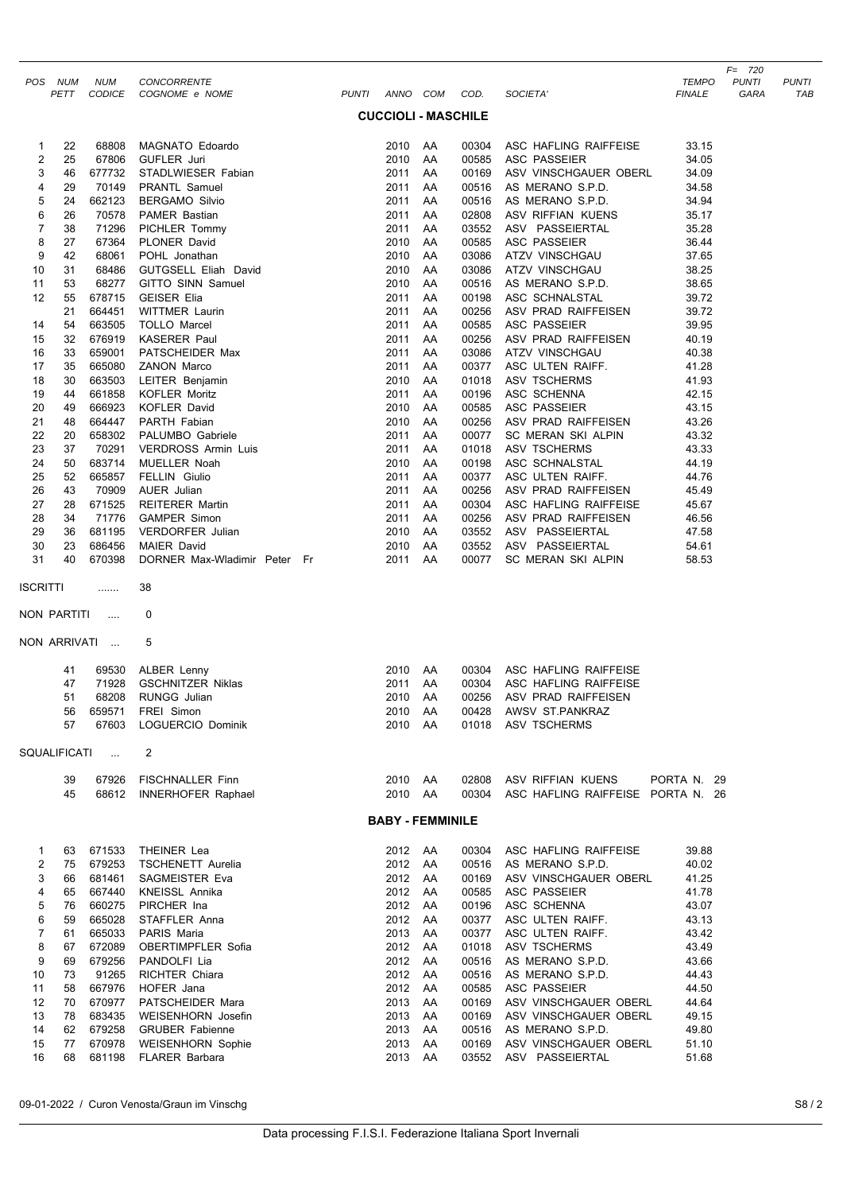| POS | NUM PETT | NUM CODICE | CONCORRENTE COGNOME e NOME | PUNTI | ANNO | COM | COD. | SOCIETA' | TEMPO FINALE | F= 720 PUNTI GARA | PUNTI TAB |
|---|---|---|---|---|---|---|---|---|---|---|---|

## CUCCIOLI - MASCHILE

| POS | NUM PETT | NUM CODICE | COGNOME e NOME | PUNTI | ANNO | COM | COD. | SOCIETA' | TEMPO FINALE | PUNTI GARA | PUNTI TAB |
|---|---|---|---|---|---|---|---|---|---|---|---|
| 1 | 22 | 68808 | MAGNATO Edoardo | | 2010 | AA | 00304 | ASC HAFLING RAIFFEISE | 33.15 | | |
| 2 | 25 | 67806 | GUFLER Juri | | 2010 | AA | 00585 | ASC PASSEIER | 34.05 | | |
| 3 | 46 | 677732 | STADLWIESER Fabian | | 2011 | AA | 00169 | ASV VINSCHGAUER OBERL | 34.09 | | |
| 4 | 29 | 70149 | PRANTL Samuel | | 2011 | AA | 00516 | AS MERANO S.P.D. | 34.58 | | |
| 5 | 24 | 662123 | BERGAMO Silvio | | 2011 | AA | 00516 | AS MERANO S.P.D. | 34.94 | | |
| 6 | 26 | 70578 | PAMER Bastian | | 2011 | AA | 02808 | ASV RIFFIAN KUENS | 35.17 | | |
| 7 | 38 | 71296 | PICHLER Tommy | | 2011 | AA | 03552 | ASV PASSEIERTAL | 35.28 | | |
| 8 | 27 | 67364 | PLONER David | | 2010 | AA | 00585 | ASC PASSEIER | 36.44 | | |
| 9 | 42 | 68061 | POHL Jonathan | | 2010 | AA | 03086 | ATZV VINSCHGAU | 37.65 | | |
| 10 | 31 | 68486 | GUTGSELL Eliah David | | 2010 | AA | 03086 | ATZV VINSCHGAU | 38.25 | | |
| 11 | 53 | 68277 | GITTO SINN Samuel | | 2010 | AA | 00516 | AS MERANO S.P.D. | 38.65 | | |
| 12 | 55 | 678715 | GEISER Elia | | 2011 | AA | 00198 | ASC SCHNALSTAL | 39.72 | | |
| | 21 | 664451 | WITTMER Laurin | | 2011 | AA | 00256 | ASV PRAD RAIFFEISEN | 39.72 | | |
| 14 | 54 | 663505 | TOLLO Marcel | | 2011 | AA | 00585 | ASC PASSEIER | 39.95 | | |
| 15 | 32 | 676919 | KASERER Paul | | 2011 | AA | 00256 | ASV PRAD RAIFFEISEN | 40.19 | | |
| 16 | 33 | 659001 | PATSCHEIDER Max | | 2011 | AA | 03086 | ATZV VINSCHGAU | 40.38 | | |
| 17 | 35 | 665080 | ZANON Marco | | 2011 | AA | 00377 | ASC ULTEN RAIFF. | 41.28 | | |
| 18 | 30 | 663503 | LEITER Benjamin | | 2010 | AA | 01018 | ASV TSCHERMS | 41.93 | | |
| 19 | 44 | 661858 | KOFLER Moritz | | 2011 | AA | 00196 | ASC SCHENNA | 42.15 | | |
| 20 | 49 | 666923 | KOFLER David | | 2010 | AA | 00585 | ASC PASSEIER | 43.15 | | |
| 21 | 48 | 664447 | PARTH Fabian | | 2010 | AA | 00256 | ASV PRAD RAIFFEISEN | 43.26 | | |
| 22 | 20 | 658302 | PALUMBO Gabriele | | 2011 | AA | 00077 | SC MERAN SKI ALPIN | 43.32 | | |
| 23 | 37 | 70291 | VERDROSS Armin Luis | | 2011 | AA | 01018 | ASV TSCHERMS | 43.33 | | |
| 24 | 50 | 683714 | MUELLER Noah | | 2010 | AA | 00198 | ASC SCHNALSTAL | 44.19 | | |
| 25 | 52 | 665857 | FELLIN Giulio | | 2011 | AA | 00377 | ASC ULTEN RAIFF. | 44.76 | | |
| 26 | 43 | 70909 | AUER Julian | | 2011 | AA | 00256 | ASV PRAD RAIFFEISEN | 45.49 | | |
| 27 | 28 | 671525 | REITERER Martin | | 2011 | AA | 00304 | ASC HAFLING RAIFFEISE | 45.67 | | |
| 28 | 34 | 71776 | GAMPER Simon | | 2011 | AA | 00256 | ASV PRAD RAIFFEISEN | 46.56 | | |
| 29 | 36 | 681195 | VERDORFER Julian | | 2010 | AA | 03552 | ASV PASSEIERTAL | 47.58 | | |
| 30 | 23 | 686456 | MAIER David | | 2010 | AA | 03552 | ASV PASSEIERTAL | 54.61 | | |
| 31 | 40 | 670398 | DORNER Max-Wladimir Peter Fr | | 2011 | AA | 00077 | SC MERAN SKI ALPIN | 58.53 | | |

ISCRITTI ....... 38

NON PARTITI .... 0

NON ARRIVATI ... 5

| NUM PETT | NUM CODICE | COGNOME e NOME | ANNO | COM | COD. | SOCIETA' |
|---|---|---|---|---|---|---|
| 41 | 69530 | ALBER Lenny | 2010 | AA | 00304 | ASC HAFLING RAIFFEISE |
| 47 | 71928 | GSCHNITZER Niklas | 2011 | AA | 00304 | ASC HAFLING RAIFFEISE |
| 51 | 68208 | RUNGG Julian | 2010 | AA | 00256 | ASV PRAD RAIFFEISEN |
| 56 | 659571 | FREI Simon | 2010 | AA | 00428 | AWSV ST.PANKRAZ |
| 57 | 67603 | LOGUERCIO Dominik | 2010 | AA | 01018 | ASV TSCHERMS |

SQUALIFICATI ... 2

| NUM PETT | NUM CODICE | COGNOME e NOME | ANNO | COM | COD. | SOCIETA' | |
|---|---|---|---|---|---|---|---|
| 39 | 67926 | FISCHNALLER Finn | 2010 | AA | 02808 | ASV RIFFIAN KUENS | PORTA N. 29 |
| 45 | 68612 | INNERHOFER Raphael | 2010 | AA | 00304 | ASC HAFLING RAIFFEISE | PORTA N. 26 |

## BABY - FEMMINILE

| POS | NUM PETT | NUM CODICE | COGNOME e NOME | PUNTI | ANNO | COM | COD. | SOCIETA' | TEMPO FINALE | PUNTI GARA | PUNTI TAB |
|---|---|---|---|---|---|---|---|---|---|---|---|
| 1 | 63 | 671533 | THEINER Lea | | 2012 | AA | 00304 | ASC HAFLING RAIFFEISE | 39.88 | | |
| 2 | 75 | 679253 | TSCHENETT Aurelia | | 2012 | AA | 00516 | AS MERANO S.P.D. | 40.02 | | |
| 3 | 66 | 681461 | SAGMEISTER Eva | | 2012 | AA | 00169 | ASV VINSCHGAUER OBERL | 41.25 | | |
| 4 | 65 | 667440 | KNEISSL Annika | | 2012 | AA | 00585 | ASC PASSEIER | 41.78 | | |
| 5 | 76 | 660275 | PIRCHER Ina | | 2012 | AA | 00196 | ASC SCHENNA | 43.07 | | |
| 6 | 59 | 665028 | STAFFLER Anna | | 2012 | AA | 00377 | ASC ULTEN RAIFF. | 43.13 | | |
| 7 | 61 | 665033 | PARIS Maria | | 2013 | AA | 00377 | ASC ULTEN RAIFF. | 43.42 | | |
| 8 | 67 | 672089 | OBERTIMPFLER Sofia | | 2012 | AA | 01018 | ASV TSCHERMS | 43.49 | | |
| 9 | 69 | 679256 | PANDOLFI Lia | | 2012 | AA | 00516 | AS MERANO S.P.D. | 43.66 | | |
| 10 | 73 | 91265 | RICHTER Chiara | | 2012 | AA | 00516 | AS MERANO S.P.D. | 44.43 | | |
| 11 | 58 | 667976 | HOFER Jana | | 2012 | AA | 00585 | ASC PASSEIER | 44.50 | | |
| 12 | 70 | 670977 | PATSCHEIDER Mara | | 2013 | AA | 00169 | ASV VINSCHGAUER OBERL | 44.64 | | |
| 13 | 78 | 683435 | WEISENHORN Josefin | | 2013 | AA | 00169 | ASV VINSCHGAUER OBERL | 49.15 | | |
| 14 | 62 | 679258 | GRUBER Fabienne | | 2013 | AA | 00516 | AS MERANO S.P.D. | 49.80 | | |
| 15 | 77 | 670978 | WEISENHORN Sophie | | 2013 | AA | 00169 | ASV VINSCHGAUER OBERL | 51.10 | | |
| 16 | 68 | 681198 | FLARER Barbara | | 2013 | AA | 03552 | ASV PASSEIERTAL | 51.68 | | |

09-01-2022 / Curon Venosta/Graun im Vinschg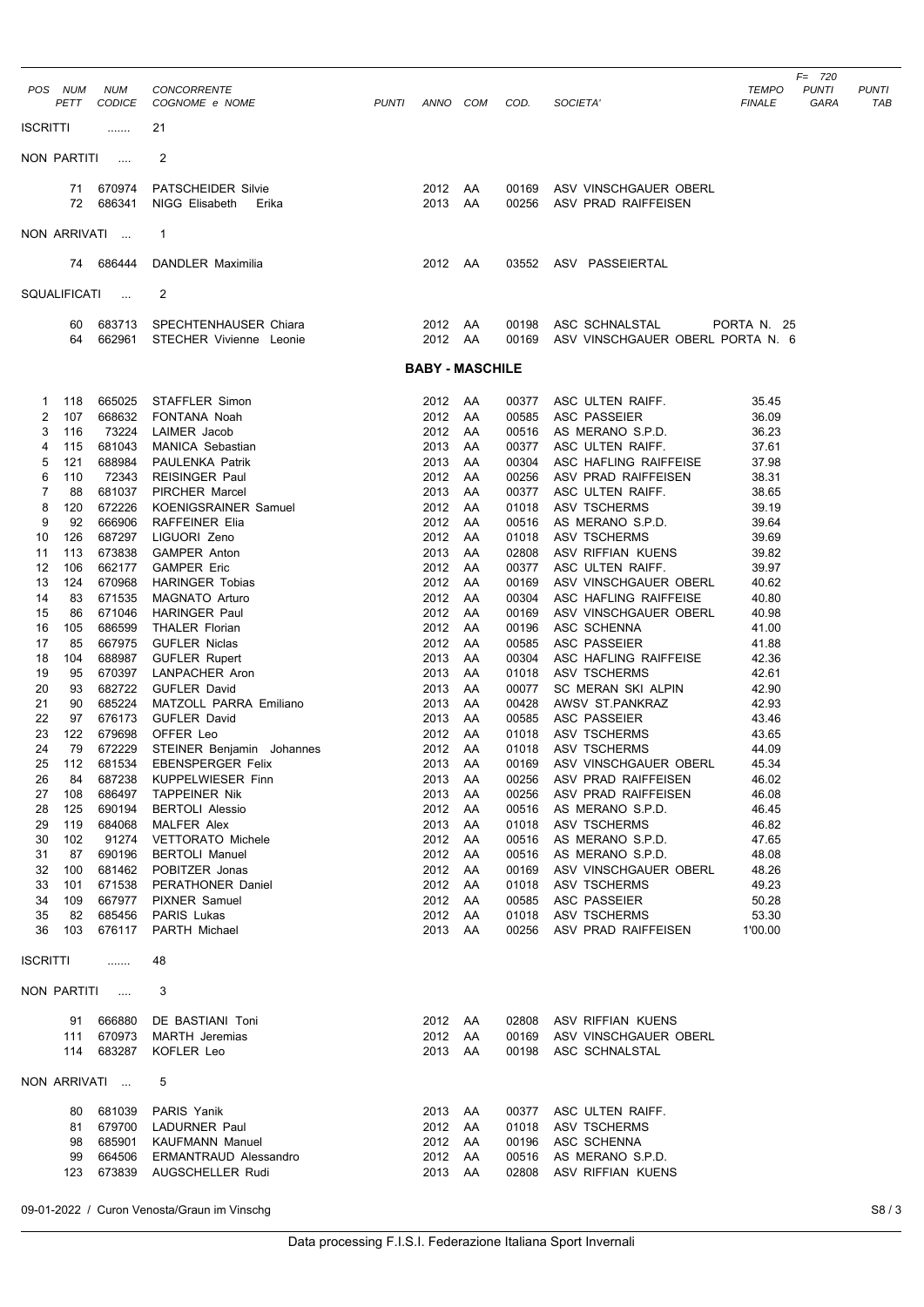| POS | NUM PETT | NUM CODICE | CONCORRENTE COGNOME e NOME | PUNTI | ANNO | COM | COD. | SOCIETA' | TEMPO FINALE | F= 720 PUNTI GARA | PUNTI TAB |
|---|---|---|---|---|---|---|---|---|---|---|---|

ISCRITTI ....... 21

NON PARTITI .... 2

| NUM PETT | NUM CODICE | COGNOME e NOME | ANNO | COM | COD. | SOCIETA' |
|---|---|---|---|---|---|---|
| 71 | 670974 | PATSCHEIDER Silvie | 2012 | AA | 00169 | ASV VINSCHGAUER OBERL |
| 72 | 686341 | NIGG Elisabeth Erika | 2013 | AA | 00256 | ASV PRAD RAIFFEISEN |

NON ARRIVATI ... 1

| NUM PETT | NUM CODICE | COGNOME e NOME | ANNO | COM | COD. | SOCIETA' |
|---|---|---|---|---|---|---|
| 74 | 686444 | DANDLER Maximilia | 2012 | AA | 03552 | ASV PASSEIERTAL |

SQUALIFICATI ... 2

| NUM PETT | NUM CODICE | COGNOME e NOME | ANNO | COM | COD. | SOCIETA' | |
|---|---|---|---|---|---|---|---|
| 60 | 683713 | SPECHTENHAUSER Chiara | 2012 | AA | 00198 | ASC SCHNALSTAL | PORTA N. 25 |
| 64 | 662961 | STECHER Vivienne Leonie | 2012 | AA | 00169 | ASV VINSCHGAUER OBERL | PORTA N. 6 |

## BABY - MASCHILE

| POS | NUM PETT | NUM CODICE | COGNOME e NOME | ANNO | COM | COD. | SOCIETA' | TEMPO FINALE |
|---|---|---|---|---|---|---|---|---|
| 1 | 118 | 665025 | STAFFLER Simon | 2012 | AA | 00377 | ASC ULTEN RAIFF. | 35.45 |
| 2 | 107 | 668632 | FONTANA Noah | 2012 | AA | 00585 | ASC PASSEIER | 36.09 |
| 3 | 116 | 73224 | LAIMER Jacob | 2012 | AA | 00516 | AS MERANO S.P.D. | 36.23 |
| 4 | 115 | 681043 | MANICA Sebastian | 2013 | AA | 00377 | ASC ULTEN RAIFF. | 37.61 |
| 5 | 121 | 688984 | PAULENKA Patrik | 2013 | AA | 00304 | ASC HAFLING RAIFFEISE | 37.98 |
| 6 | 110 | 72343 | REISINGER Paul | 2012 | AA | 00256 | ASV PRAD RAIFFEISEN | 38.31 |
| 7 | 88 | 681037 | PIRCHER Marcel | 2013 | AA | 00377 | ASC ULTEN RAIFF. | 38.65 |
| 8 | 120 | 672226 | KOENIGSRAINER Samuel | 2012 | AA | 01018 | ASV TSCHERMS | 39.19 |
| 9 | 92 | 666906 | RAFFEINER Elia | 2012 | AA | 00516 | AS MERANO S.P.D. | 39.64 |
| 10 | 126 | 687297 | LIGUORI Zeno | 2012 | AA | 01018 | ASV TSCHERMS | 39.69 |
| 11 | 113 | 673838 | GAMPER Anton | 2013 | AA | 02808 | ASV RIFFIAN KUENS | 39.82 |
| 12 | 106 | 662177 | GAMPER Eric | 2012 | AA | 00377 | ASC ULTEN RAIFF. | 39.97 |
| 13 | 124 | 670968 | HARINGER Tobias | 2012 | AA | 00169 | ASV VINSCHGAUER OBERL | 40.62 |
| 14 | 83 | 671535 | MAGNATO Arturo | 2012 | AA | 00304 | ASC HAFLING RAIFFEISE | 40.80 |
| 15 | 86 | 671046 | HARINGER Paul | 2012 | AA | 00169 | ASV VINSCHGAUER OBERL | 40.98 |
| 16 | 105 | 686599 | THALER Florian | 2012 | AA | 00196 | ASC SCHENNA | 41.00 |
| 17 | 85 | 667975 | GUFLER Niclas | 2012 | AA | 00585 | ASC PASSEIER | 41.88 |
| 18 | 104 | 688987 | GUFLER Rupert | 2013 | AA | 00304 | ASC HAFLING RAIFFEISE | 42.36 |
| 19 | 95 | 670397 | LANPACHER Aron | 2013 | AA | 01018 | ASV TSCHERMS | 42.61 |
| 20 | 93 | 682722 | GUFLER David | 2013 | AA | 00077 | SC MERAN SKI ALPIN | 42.90 |
| 21 | 90 | 685224 | MATZOLL PARRA Emiliano | 2013 | AA | 00428 | AWSV ST.PANKRAZ | 42.93 |
| 22 | 97 | 676173 | GUFLER David | 2013 | AA | 00585 | ASC PASSEIER | 43.46 |
| 23 | 122 | 679698 | OFFER Leo | 2012 | AA | 01018 | ASV TSCHERMS | 43.65 |
| 24 | 79 | 672229 | STEINER Benjamin Johannes | 2012 | AA | 01018 | ASV TSCHERMS | 44.09 |
| 25 | 112 | 681534 | EBENSPERGER Felix | 2013 | AA | 00169 | ASV VINSCHGAUER OBERL | 45.34 |
| 26 | 84 | 687238 | KUPPELWIESER Finn | 2013 | AA | 00256 | ASV PRAD RAIFFEISEN | 46.02 |
| 27 | 108 | 686497 | TAPPEINER Nik | 2013 | AA | 00256 | ASV PRAD RAIFFEISEN | 46.08 |
| 28 | 125 | 690194 | BERTOLI Alessio | 2012 | AA | 00516 | AS MERANO S.P.D. | 46.45 |
| 29 | 119 | 684068 | MALFER Alex | 2013 | AA | 01018 | ASV TSCHERMS | 46.82 |
| 30 | 102 | 91274 | VETTORATO Michele | 2012 | AA | 00516 | AS MERANO S.P.D. | 47.65 |
| 31 | 87 | 690196 | BERTOLI Manuel | 2012 | AA | 00516 | AS MERANO S.P.D. | 48.08 |
| 32 | 100 | 681462 | POBITZER Jonas | 2012 | AA | 00169 | ASV VINSCHGAUER OBERL | 48.26 |
| 33 | 101 | 671538 | PERATHONER Daniel | 2012 | AA | 01018 | ASV TSCHERMS | 49.23 |
| 34 | 109 | 667977 | PIXNER Samuel | 2012 | AA | 00585 | ASC PASSEIER | 50.28 |
| 35 | 82 | 685456 | PARIS Lukas | 2012 | AA | 01018 | ASV TSCHERMS | 53.30 |
| 36 | 103 | 676117 | PARTH Michael | 2013 | AA | 00256 | ASV PRAD RAIFFEISEN | 1'00.00 |

ISCRITTI ....... 48

NON PARTITI .... 3

| NUM PETT | NUM CODICE | COGNOME e NOME | ANNO | COM | COD. | SOCIETA' |
|---|---|---|---|---|---|---|
| 91 | 666880 | DE BASTIANI Toni | 2012 | AA | 02808 | ASV RIFFIAN KUENS |
| 111 | 670973 | MARTH Jeremias | 2012 | AA | 00169 | ASV VINSCHGAUER OBERL |
| 114 | 683287 | KOFLER Leo | 2013 | AA | 00198 | ASC SCHNALSTAL |

NON ARRIVATI ... 5

| NUM PETT | NUM CODICE | COGNOME e NOME | ANNO | COM | COD. | SOCIETA' |
|---|---|---|---|---|---|---|
| 80 | 681039 | PARIS Yanik | 2013 | AA | 00377 | ASC ULTEN RAIFF. |
| 81 | 679700 | LADURNER Paul | 2012 | AA | 01018 | ASV TSCHERMS |
| 98 | 685901 | KAUFMANN Manuel | 2012 | AA | 00196 | ASC SCHENNA |
| 99 | 664506 | ERMANTRAUD Alessandro | 2012 | AA | 00516 | AS MERANO S.P.D. |
| 123 | 673839 | AUGSCHELLER Rudi | 2013 | AA | 02808 | ASV RIFFIAN KUENS |

09-01-2022 / Curon Venosta/Graun im Vinschg

Data processing F.I.S.I. Federazione Italiana Sport Invernali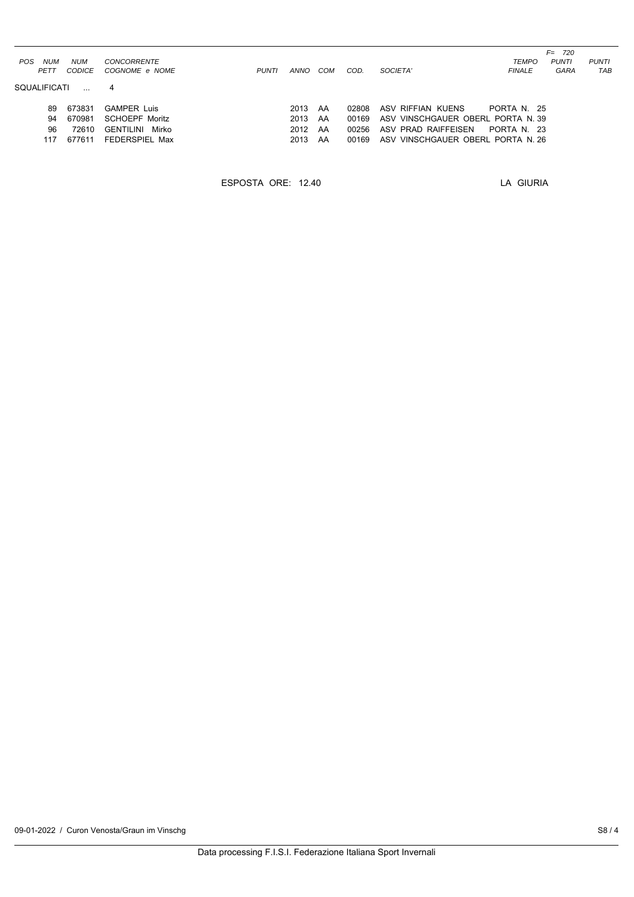| POS | NUM PETT | NUM CODICE | CONCORRENTE COGNOME e NOME | PUNTI | ANNO | COM | COD. | SOCIETA' | TEMPO FINALE | F= 720 PUNTI GARA | PUNTI TAB |
|---|---|---|---|---|---|---|---|---|---|---|---|
| SQUALIFICATI | ... | 4 | | | | | | | | | |
| | 89 | 673831 | GAMPER Luis | | 2013 | AA | 02808 | ASV RIFFIAN KUENS | PORTA N. 25 | | |
| | 94 | 670981 | SCHOEPF Moritz | | 2013 | AA | 00169 | ASV VINSCHGAUER OBERL | PORTA N. 39 | | |
| | 96 | 72610 | GENTILINI Mirko | | 2012 | AA | 00256 | ASV PRAD RAIFFEISEN | PORTA N. 23 | | |
| | 117 | 677611 | FEDERSPIEL Max | | 2013 | AA | 00169 | ASV VINSCHGAUER OBERL | PORTA N. 26 | | |

ESPOSTA ORE: 12.40

LA GIURIA

09-01-2022 / Curon Venosta/Graun im Vinschg

S8 / 4

Data processing F.I.S.I. Federazione Italiana Sport Invernali